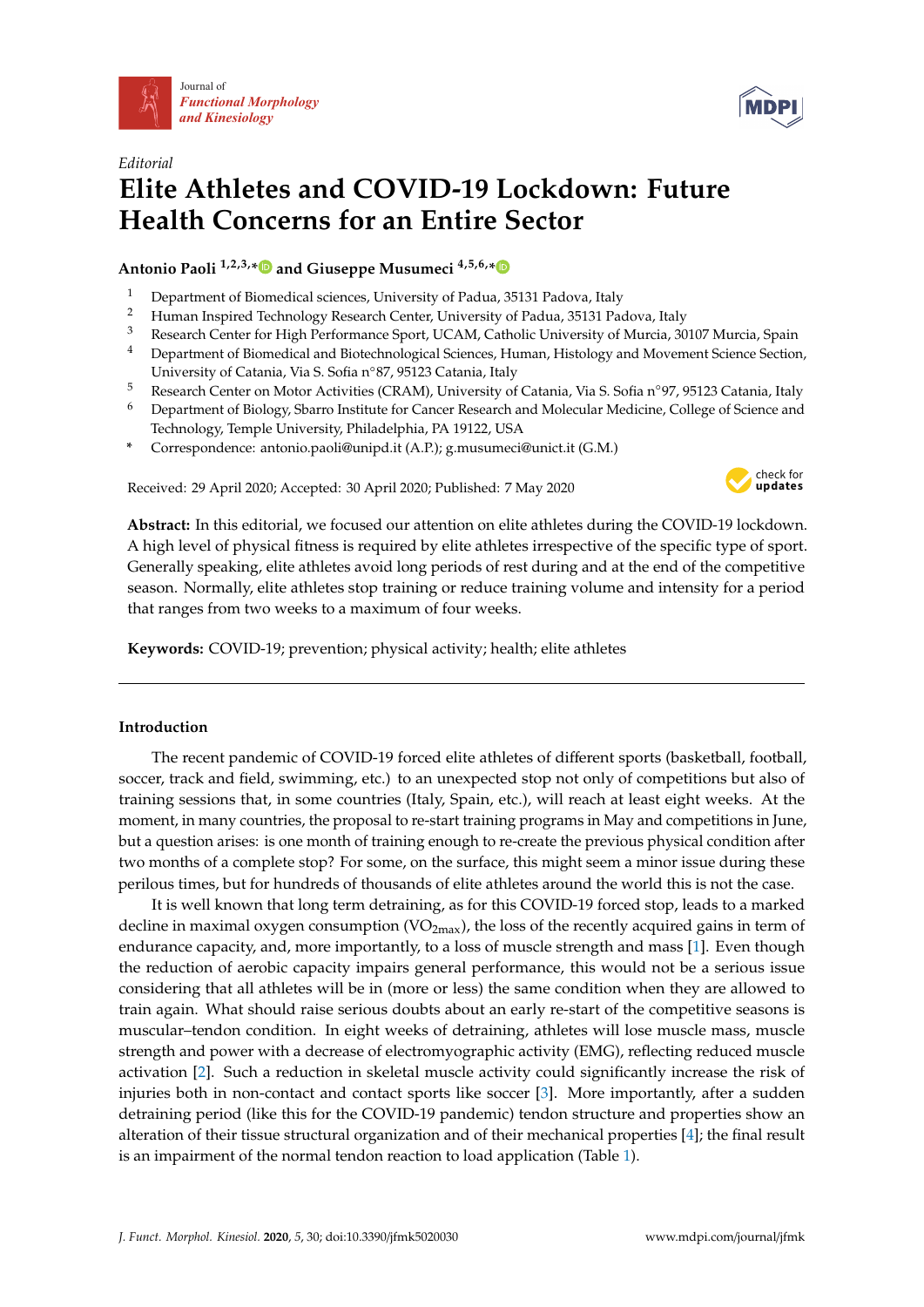*Editorial*

# Elite Athletes and COVID-19 Lockdown: Future Health Concerns for an Entire Sector

**Antonio Paoli [1,2,3,*] and Giuseppe Musumeci [4,5,6,*]**

1. Department of Biomedical sciences, University of Padua, 35131 Padova, Italy
2. Human Inspired Technology Research Center, University of Padua, 35131 Padova, Italy
3. Research Center for High Performance Sport, UCAM, Catholic University of Murcia, 30107 Murcia, Spain
4. Department of Biomedical and Biotechnological Sciences, Human, Histology and Movement Science Section, University of Catania, Via S. Sofia n°87, 95123 Catania, Italy
5. Research Center on Motor Activities (CRAM), University of Catania, Via S. Sofia n°97, 95123 Catania, Italy
6. Department of Biology, Sbarro Institute for Cancer Research and Molecular Medicine, College of Science and Technology, Temple University, Philadelphia, PA 19122, USA

\* Correspondence: antonio.paoli@unipd.it (A.P.); g.musumeci@unict.it (G.M.)

Received: 29 April 2020; Accepted: 30 April 2020; Published: 7 May 2020

**Abstract:** In this editorial, we focused our attention on elite athletes during the COVID-19 lockdown. A high level of physical fitness is required by elite athletes irrespective of the specific type of sport. Generally speaking, elite athletes avoid long periods of rest during and at the end of the competitive season. Normally, elite athletes stop training or reduce training volume and intensity for a period that ranges from two weeks to a maximum of four weeks.

**Keywords:** COVID-19; prevention; physical activity; health; elite athletes

## Introduction

The recent pandemic of COVID-19 forced elite athletes of different sports (basketball, football, soccer, track and field, swimming, etc.) to an unexpected stop not only of competitions but also of training sessions that, in some countries (Italy, Spain, etc.), will reach at least eight weeks. At the moment, in many countries, the proposal to re-start training programs in May and competitions in June, but a question arises: is one month of training enough to re-create the previous physical condition after two months of a complete stop? For some, on the surface, this might seem a minor issue during these perilous times, but for hundreds of thousands of elite athletes around the world this is not the case.

It is well known that long term detraining, as for this COVID-19 forced stop, leads to a marked decline in maximal oxygen consumption ($VO_{2max}$), the loss of the recently acquired gains in term of endurance capacity, and, more importantly, to a loss of muscle strength and mass [1]. Even though the reduction of aerobic capacity impairs general performance, this would not be a serious issue considering that all athletes will be in (more or less) the same condition when they are allowed to train again. What should raise serious doubts about an early re-start of the competitive seasons is muscular–tendon condition. In eight weeks of detraining, athletes will lose muscle mass, muscle strength and power with a decrease of electromyographic activity (EMG), reflecting reduced muscle activation [2]. Such a reduction in skeletal muscle activity could significantly increase the risk of injuries both in non-contact and contact sports like soccer [3]. More importantly, after a sudden detraining period (like this for the COVID-19 pandemic) tendon structure and properties show an alteration of their tissue structural organization and of their mechanical properties [4]; the final result is an impairment of the normal tendon reaction to load application (Table 1).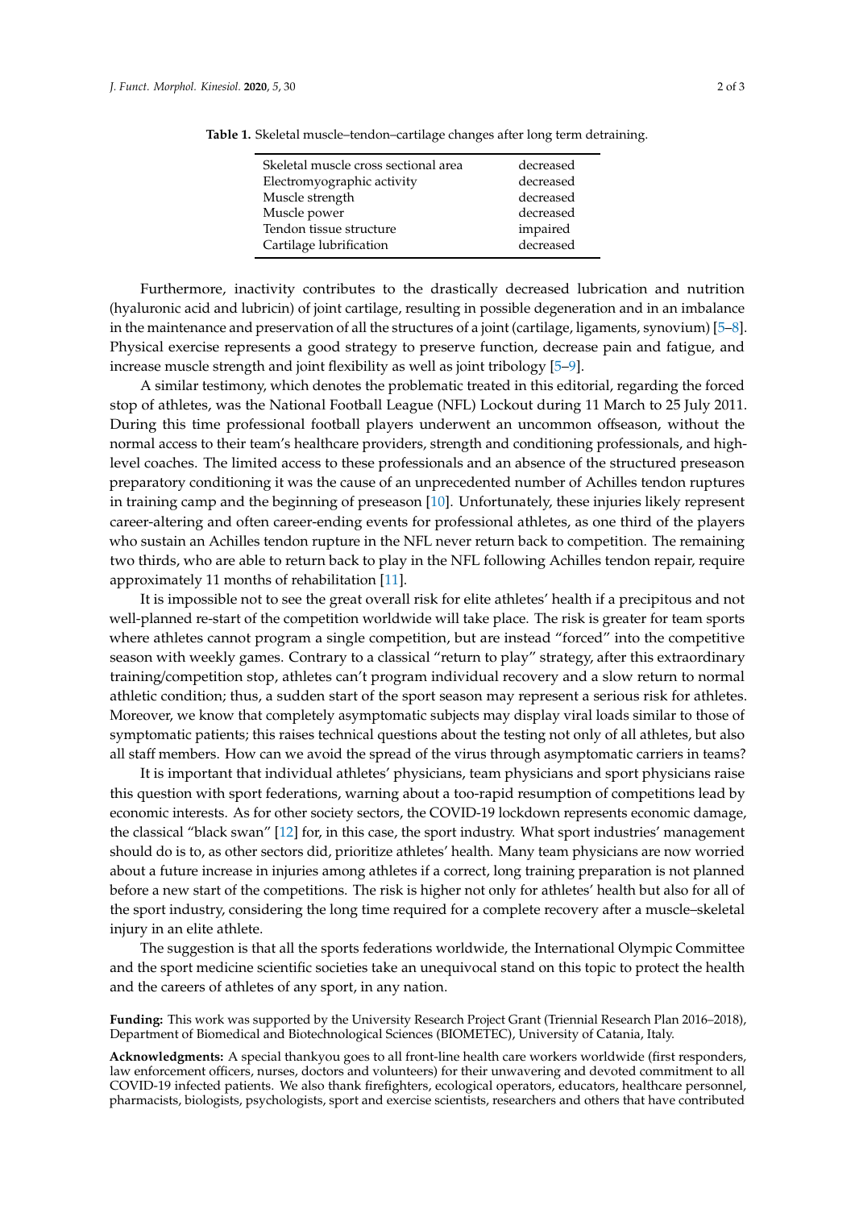**Table 1.** Skeletal muscle–tendon–cartilage changes after long term detraining.

| | |
|---|---|
| Skeletal muscle cross sectional area | decreased |
| Electromyographic activity | decreased |
| Muscle strength | decreased |
| Muscle power | decreased |
| Tendon tissue structure | impaired |
| Cartilage lubrification | decreased |

Furthermore, inactivity contributes to the drastically decreased lubrication and nutrition (hyaluronic acid and lubricin) of joint cartilage, resulting in possible degeneration and in an imbalance in the maintenance and preservation of all the structures of a joint (cartilage, ligaments, synovium) [5–8]. Physical exercise represents a good strategy to preserve function, decrease pain and fatigue, and increase muscle strength and joint flexibility as well as joint tribology [5–9].

A similar testimony, which denotes the problematic treated in this editorial, regarding the forced stop of athletes, was the National Football League (NFL) Lockout during 11 March to 25 July 2011. During this time professional football players underwent an uncommon offseason, without the normal access to their team's healthcare providers, strength and conditioning professionals, and high-level coaches. The limited access to these professionals and an absence of the structured preseason preparatory conditioning it was the cause of an unprecedented number of Achilles tendon ruptures in training camp and the beginning of preseason [10]. Unfortunately, these injuries likely represent career-altering and often career-ending events for professional athletes, as one third of the players who sustain an Achilles tendon rupture in the NFL never return back to competition. The remaining two thirds, who are able to return back to play in the NFL following Achilles tendon repair, require approximately 11 months of rehabilitation [11].

It is impossible not to see the great overall risk for elite athletes' health if a precipitous and not well-planned re-start of the competition worldwide will take place. The risk is greater for team sports where athletes cannot program a single competition, but are instead "forced" into the competitive season with weekly games. Contrary to a classical "return to play" strategy, after this extraordinary training/competition stop, athletes can't program individual recovery and a slow return to normal athletic condition; thus, a sudden start of the sport season may represent a serious risk for athletes. Moreover, we know that completely asymptomatic subjects may display viral loads similar to those of symptomatic patients; this raises technical questions about the testing not only of all athletes, but also all staff members. How can we avoid the spread of the virus through asymptomatic carriers in teams?

It is important that individual athletes' physicians, team physicians and sport physicians raise this question with sport federations, warning about a too-rapid resumption of competitions lead by economic interests. As for other society sectors, the COVID-19 lockdown represents economic damage, the classical "black swan" [12] for, in this case, the sport industry. What sport industries' management should do is to, as other sectors did, prioritize athletes' health. Many team physicians are now worried about a future increase in injuries among athletes if a correct, long training preparation is not planned before a new start of the competitions. The risk is higher not only for athletes' health but also for all of the sport industry, considering the long time required for a complete recovery after a muscle–skeletal injury in an elite athlete.

The suggestion is that all the sports federations worldwide, the International Olympic Committee and the sport medicine scientific societies take an unequivocal stand on this topic to protect the health and the careers of athletes of any sport, in any nation.

**Funding:** This work was supported by the University Research Project Grant (Triennial Research Plan 2016–2018), Department of Biomedical and Biotechnological Sciences (BIOMETEC), University of Catania, Italy.

**Acknowledgments:** A special thankyou goes to all front-line health care workers worldwide (first responders, law enforcement officers, nurses, doctors and volunteers) for their unwavering and devoted commitment to all COVID-19 infected patients. We also thank firefighters, ecological operators, educators, healthcare personnel, pharmacists, biologists, psychologists, sport and exercise scientists, researchers and others that have contributed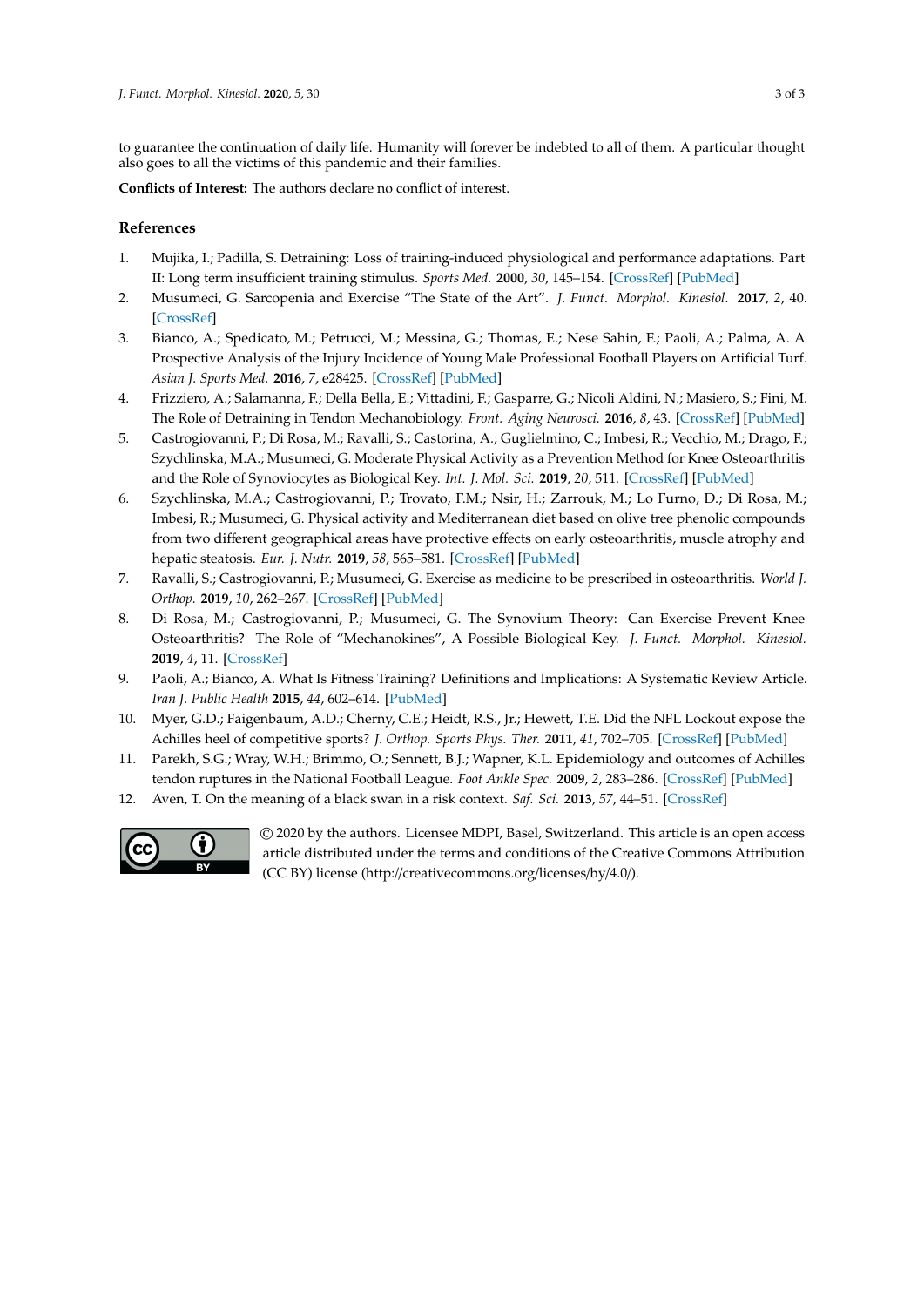to guarantee the continuation of daily life. Humanity will forever be indebted to all of them. A particular thought also goes to all the victims of this pandemic and their families.

**Conflicts of Interest:** The authors declare no conflict of interest.

## References

1. Mujika, I.; Padilla, S. Detraining: Loss of training-induced physiological and performance adaptations. Part II: Long term insufficient training stimulus. *Sports Med.* **2000**, *30*, 145–154. [CrossRef] [PubMed]
2. Musumeci, G. Sarcopenia and Exercise "The State of the Art". *J. Funct. Morphol. Kinesiol.* **2017**, *2*, 40. [CrossRef]
3. Bianco, A.; Spedicato, M.; Petrucci, M.; Messina, G.; Thomas, E.; Nese Sahin, F.; Paoli, A.; Palma, A. A Prospective Analysis of the Injury Incidence of Young Male Professional Football Players on Artificial Turf. *Asian J. Sports Med.* **2016**, *7*, e28425. [CrossRef] [PubMed]
4. Frizziero, A.; Salamanna, F.; Della Bella, E.; Vittadini, F.; Gasparre, G.; Nicoli Aldini, N.; Masiero, S.; Fini, M. The Role of Detraining in Tendon Mechanobiology. *Front. Aging Neurosci.* **2016**, *8*, 43. [CrossRef] [PubMed]
5. Castrogiovanni, P.; Di Rosa, M.; Ravalli, S.; Castorina, A.; Guglielmino, C.; Imbesi, R.; Vecchio, M.; Drago, F.; Szychlinska, M.A.; Musumeci, G. Moderate Physical Activity as a Prevention Method for Knee Osteoarthritis and the Role of Synoviocytes as Biological Key. *Int. J. Mol. Sci.* **2019**, *20*, 511. [CrossRef] [PubMed]
6. Szychlinska, M.A.; Castrogiovanni, P.; Trovato, F.M.; Nsir, H.; Zarrouk, M.; Lo Furno, D.; Di Rosa, M.; Imbesi, R.; Musumeci, G. Physical activity and Mediterranean diet based on olive tree phenolic compounds from two different geographical areas have protective effects on early osteoarthritis, muscle atrophy and hepatic steatosis. *Eur. J. Nutr.* **2019**, *58*, 565–581. [CrossRef] [PubMed]
7. Ravalli, S.; Castrogiovanni, P.; Musumeci, G. Exercise as medicine to be prescribed in osteoarthritis. *World J. Orthop.* **2019**, *10*, 262–267. [CrossRef] [PubMed]
8. Di Rosa, M.; Castrogiovanni, P.; Musumeci, G. The Synovium Theory: Can Exercise Prevent Knee Osteoarthritis? The Role of "Mechanokines", A Possible Biological Key. *J. Funct. Morphol. Kinesiol.* **2019**, *4*, 11. [CrossRef]
9. Paoli, A.; Bianco, A. What Is Fitness Training? Definitions and Implications: A Systematic Review Article. *Iran J. Public Health* **2015**, *44*, 602–614. [PubMed]
10. Myer, G.D.; Faigenbaum, A.D.; Cherny, C.E.; Heidt, R.S., Jr.; Hewett, T.E. Did the NFL Lockout expose the Achilles heel of competitive sports? *J. Orthop. Sports Phys. Ther.* **2011**, *41*, 702–705. [CrossRef] [PubMed]
11. Parekh, S.G.; Wray, W.H.; Brimmo, O.; Sennett, B.J.; Wapner, K.L. Epidemiology and outcomes of Achilles tendon ruptures in the National Football League. *Foot Ankle Spec.* **2009**, *2*, 283–286. [CrossRef] [PubMed]
12. Aven, T. On the meaning of a black swan in a risk context. *Saf. Sci.* **2013**, *57*, 44–51. [CrossRef]

© 2020 by the authors. Licensee MDPI, Basel, Switzerland. This article is an open access article distributed under the terms and conditions of the Creative Commons Attribution (CC BY) license (http://creativecommons.org/licenses/by/4.0/).